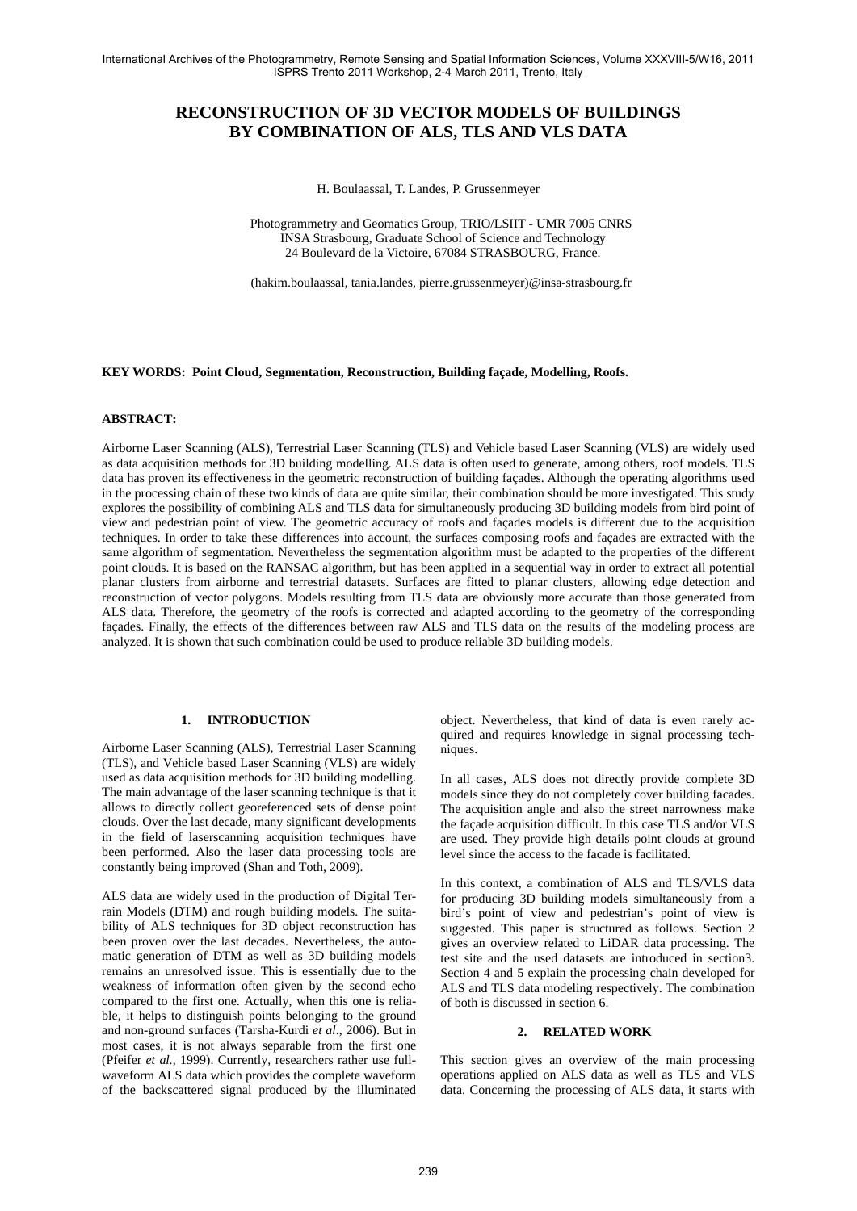# RECONSTRUCTION OF 3D VECTOR MODELS OF BUILDINGS BY COMBINATION OF ALS, TLS AND VLS DATA

H. Boulaassal, T. Landes, P. Grussenmeyer

Photogrammetry and Geomatics Group, TRIO/LSIIT - UMR 7005 CNRS
INSA Strasbourg, Graduate School of Science and Technology
24 Boulevard de la Victoire, 67084 STRASBOURG, France.

(hakim.boulaassal, tania.landes, pierre.grussenmeyer)@insa-strasbourg.fr

**KEY WORDS: Point Cloud, Segmentation, Reconstruction, Building façade, Modelling, Roofs.**

**ABSTRACT:**

Airborne Laser Scanning (ALS), Terrestrial Laser Scanning (TLS) and Vehicle based Laser Scanning (VLS) are widely used as data acquisition methods for 3D building modelling. ALS data is often used to generate, among others, roof models. TLS data has proven its effectiveness in the geometric reconstruction of building façades. Although the operating algorithms used in the processing chain of these two kinds of data are quite similar, their combination should be more investigated. This study explores the possibility of combining ALS and TLS data for simultaneously producing 3D building models from bird point of view and pedestrian point of view. The geometric accuracy of roofs and façades models is different due to the acquisition techniques. In order to take these differences into account, the surfaces composing roofs and façades are extracted with the same algorithm of segmentation. Nevertheless the segmentation algorithm must be adapted to the properties of the different point clouds. It is based on the RANSAC algorithm, but has been applied in a sequential way in order to extract all potential planar clusters from airborne and terrestrial datasets. Surfaces are fitted to planar clusters, allowing edge detection and reconstruction of vector polygons. Models resulting from TLS data are obviously more accurate than those generated from ALS data. Therefore, the geometry of the roofs is corrected and adapted according to the geometry of the corresponding façades. Finally, the effects of the differences between raw ALS and TLS data on the results of the modeling process are analyzed. It is shown that such combination could be used to produce reliable 3D building models.

## 1. INTRODUCTION

Airborne Laser Scanning (ALS), Terrestrial Laser Scanning (TLS), and Vehicle based Laser Scanning (VLS) are widely used as data acquisition methods for 3D building modelling. The main advantage of the laser scanning technique is that it allows to directly collect georeferenced sets of dense point clouds. Over the last decade, many significant developments in the field of laserscanning acquisition techniques have been performed. Also the laser data processing tools are constantly being improved (Shan and Toth, 2009).

ALS data are widely used in the production of Digital Terrain Models (DTM) and rough building models. The suitability of ALS techniques for 3D object reconstruction has been proven over the last decades. Nevertheless, the automatic generation of DTM as well as 3D building models remains an unresolved issue. This is essentially due to the weakness of information often given by the second echo compared to the first one. Actually, when this one is reliable, it helps to distinguish points belonging to the ground and non-ground surfaces (Tarsha-Kurdi *et al*., 2006). But in most cases, it is not always separable from the first one (Pfeifer *et al.*, 1999). Currently, researchers rather use full-waveform ALS data which provides the complete waveform of the backscattered signal produced by the illuminated object. Nevertheless, that kind of data is even rarely acquired and requires knowledge in signal processing techniques.

In all cases, ALS does not directly provide complete 3D models since they do not completely cover building facades. The acquisition angle and also the street narrowness make the façade acquisition difficult. In this case TLS and/or VLS are used. They provide high details point clouds at ground level since the access to the facade is facilitated.

In this context, a combination of ALS and TLS/VLS data for producing 3D building models simultaneously from a bird's point of view and pedestrian's point of view is suggested. This paper is structured as follows. Section 2 gives an overview related to LiDAR data processing. The test site and the used datasets are introduced in section3. Section 4 and 5 explain the processing chain developed for ALS and TLS data modeling respectively. The combination of both is discussed in section 6.

## 2. RELATED WORK

This section gives an overview of the main processing operations applied on ALS data as well as TLS and VLS data. Concerning the processing of ALS data, it starts with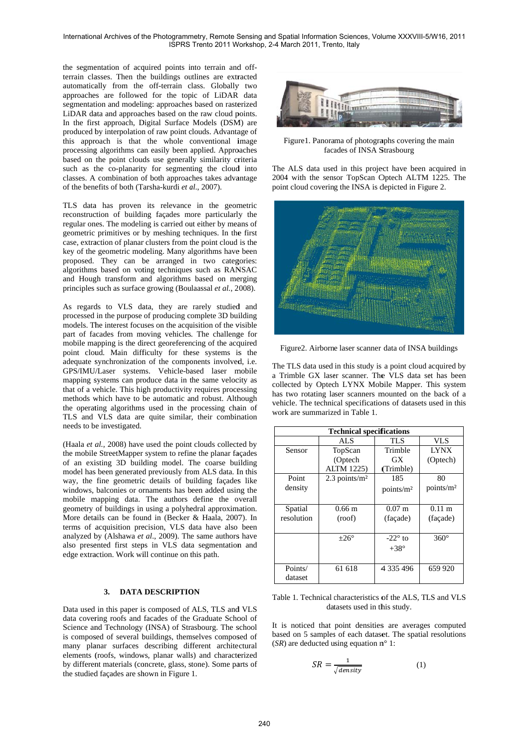the segmentation of acquired points into terrain and off-terrain classes. Then the buildings outlines are extracted automatically from the off-terrain class. Globally two approaches are followed for the topic of LiDAR data segmentation and modeling: approaches based on rasterized LiDAR data and approaches based on the raw cloud points. In the first approach, Digital Surface Models (DSM) are produced by interpolation of raw point clouds. Advantage of this approach is that the whole conventional image processing algorithms can easily been applied. Approaches based on the point clouds use generally similarity criteria such as the co-planarity for segmenting the cloud into classes. A combination of both approaches takes advantage of the benefits of both (Tarsha-kurdi *et al*., 2007).

TLS data has proven its relevance in the geometric reconstruction of building façades more particularly the regular ones. The modeling is carried out either by means of geometric primitives or by meshing techniques. In the first case, extraction of planar clusters from the point cloud is the key of the geometric modeling. Many algorithms have been proposed. They can be arranged in two categories: algorithms based on voting techniques such as RANSAC and Hough transform and algorithms based on merging principles such as surface growing (Boulaassal *et al.*, 2008).

As regards to VLS data, they are rarely studied and processed in the purpose of producing complete 3D building models. The interest focuses on the acquisition of the visible part of facades from moving vehicles. The challenge for mobile mapping is the direct georeferencing of the acquired point cloud. Main difficulty for these systems is the adequate synchronization of the components involved, i.e. GPS/IMU/Laser systems. Vehicle-based laser mobile mapping systems can produce data in the same velocity as that of a vehicle. This high productivity requires processing methods which have to be automatic and robust. Although the operating algorithms used in the processing chain of TLS and VLS data are quite similar, their combination needs to be investigated.

(Haala *et al.*, 2008) have used the point clouds collected by the mobile StreetMapper system to refine the planar façades of an existing 3D building model. The coarse building model has been generated previously from ALS data. In this way, the fine geometric details of building façades like windows, balconies or ornaments has been added using the mobile mapping data. The authors define the overall geometry of buildings in using a polyhedral approximation. More details can be found in (Becker & Haala, 2007). In terms of acquisition precision, VLS data have also been analyzed by (Alshawa *et al*., 2009). The same authors have also presented first steps in VLS data segmentation and edge extraction. Work will continue on this path.

## 3. DATA DESCRIPTION

Data used in this paper is composed of ALS, TLS and VLS data covering roofs and facades of the Graduate School of Science and Technology (INSA) of Strasbourg. The school is composed of several buildings, themselves composed of many planar surfaces describing different architectural elements (roofs, windows, planar walls) and characterized by different materials (concrete, glass, stone). Some parts of the studied façades are shown in Figure 1.

Figure1. Panorama of photographs covering the main facades of INSA Strasbourg

The ALS data used in this project have been acquired in 2004 with the sensor TopScan Optech ALTM 1225. The point cloud covering the INSA is depicted in Figure 2.

Figure2. Airborne laser scanner data of INSA buildings

The TLS data used in this study is a point cloud acquired by a Trimble GX laser scanner. The VLS data set has been collected by Optech LYNX Mobile Mapper. This system has two rotating laser scanners mounted on the back of a vehicle. The technical specifications of datasets used in this work are summarized in Table 1.

| Technical specifications | | | |
|---|---|---|---|
| | ALS | TLS | VLS |
| Sensor | TopScan (Optech ALTM 1225) | Trimble GX (Trimble) | LYNX (Optech) |
| Point density | 2.3 points/m² | 185 points/m² | 80 points/m² |
| Spatial resolution | 0.66 m (roof) | 0.07 m (façade) | 0.11 m (façade) |
| | ±26° | -22° to +38° | 360° |
| Points/ dataset | 61 618 | 4 335 496 | 659 920 |

Table 1. Technical characteristics of the ALS, TLS and VLS datasets used in this study.

It is noticed that point densities are averages computed based on 5 samples of each dataset. The spatial resolutions (*SR*) are deducted using equation n° 1:

$$SR = \frac{1}{\sqrt{density}} \qquad (1)$$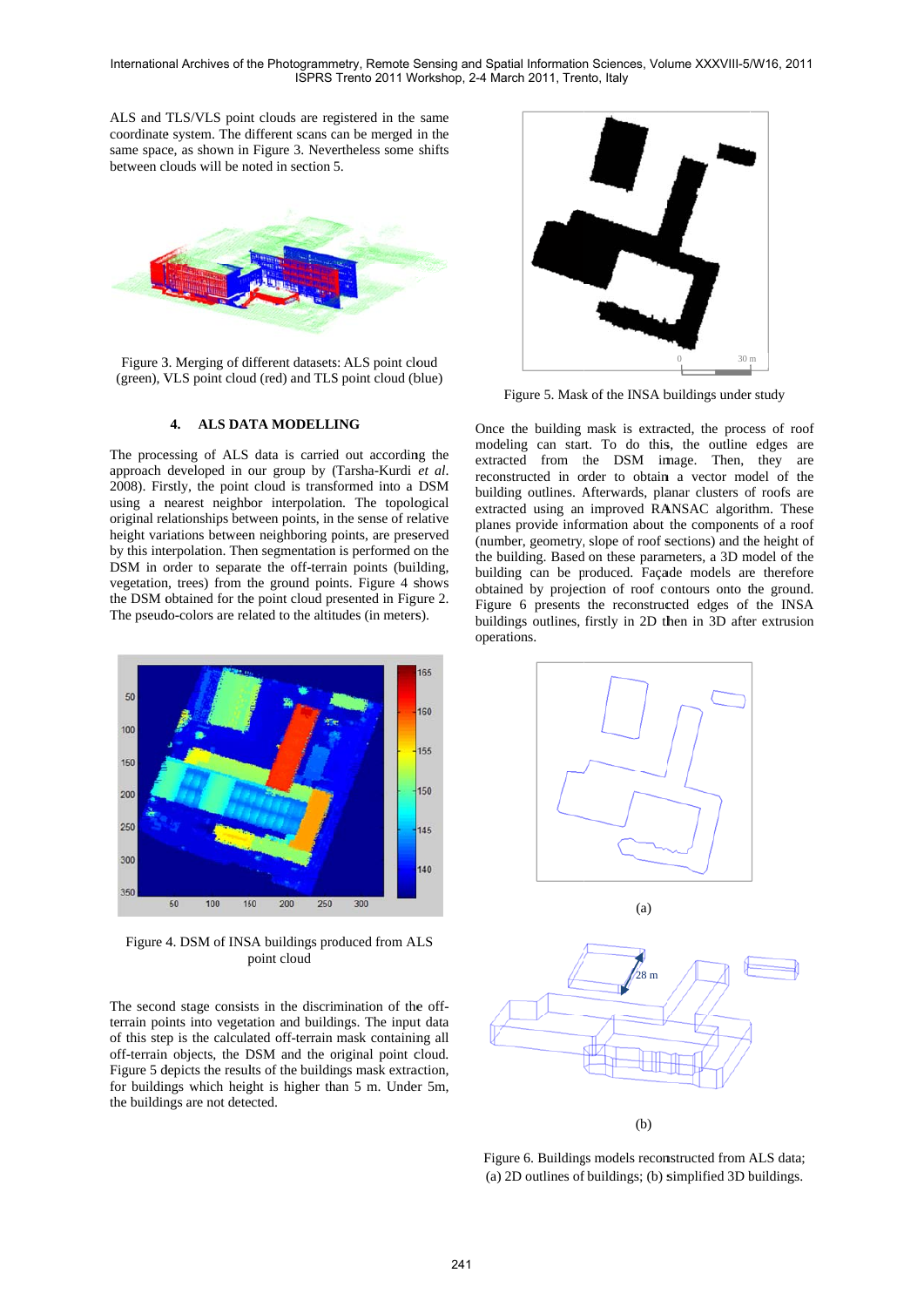ALS and TLS/VLS point clouds are registered in the same coordinate system. The different scans can be merged in the same space, as shown in Figure 3. Nevertheless some shifts between clouds will be noted in section 5.

Figure 3. Merging of different datasets: ALS point cloud (green), VLS point cloud (red) and TLS point cloud (blue)

## 4. ALS DATA MODELLING

The processing of ALS data is carried out according the approach developed in our group by (Tarsha-Kurdi *et al*. 2008). Firstly, the point cloud is transformed into a DSM using a nearest neighbor interpolation. The topological original relationships between points, in the sense of relative height variations between neighboring points, are preserved by this interpolation. Then segmentation is performed on the DSM in order to separate the off-terrain points (building, vegetation, trees) from the ground points. Figure 4 shows the DSM obtained for the point cloud presented in Figure 2. The pseudo-colors are related to the altitudes (in meters).

Figure 4. DSM of INSA buildings produced from ALS point cloud

The second stage consists in the discrimination of the off-terrain points into vegetation and buildings. The input data of this step is the calculated off-terrain mask containing all off-terrain objects, the DSM and the original point cloud. Figure 5 depicts the results of the buildings mask extraction, for buildings which height is higher than 5 m. Under 5m, the buildings are not detected.

Figure 5. Mask of the INSA buildings under study

Once the building mask is extracted, the process of roof modeling can start. To do this, the outline edges are extracted from the DSM image. Then, they are reconstructed in order to obtain a vector model of the building outlines. Afterwards, planar clusters of roofs are extracted using an improved RANSAC algorithm. These planes provide information about the components of a roof (number, geometry, slope of roof sections) and the height of the building. Based on these parameters, a 3D model of the building can be produced. Façade models are therefore obtained by projection of roof contours onto the ground. Figure 6 presents the reconstructed edges of the INSA buildings outlines, firstly in 2D then in 3D after extrusion operations.

(a)

(b)

Figure 6. Buildings models reconstructed from ALS data; (a) 2D outlines of buildings; (b) simplified 3D buildings.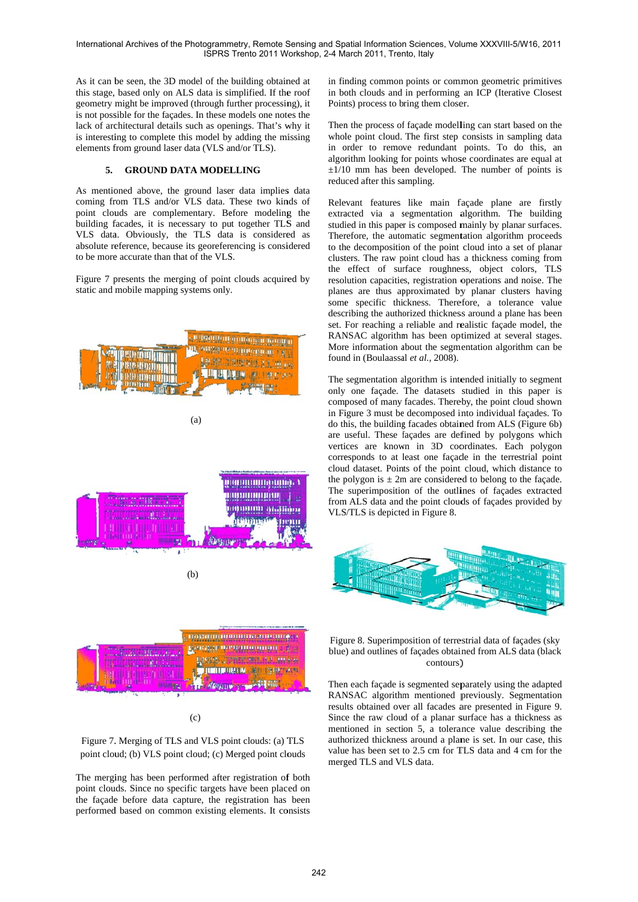As it can be seen, the 3D model of the building obtained at this stage, based only on ALS data is simplified. If the roof geometry might be improved (through further processing), it is not possible for the façades. In these models one notes the lack of architectural details such as openings. That's why it is interesting to complete this model by adding the missing elements from ground laser data (VLS and/or TLS).

## 5. GROUND DATA MODELLING

As mentioned above, the ground laser data implies data coming from TLS and/or VLS data. These two kinds of point clouds are complementary. Before modeling the building facades, it is necessary to put together TLS and VLS data. Obviously, the TLS data is considered as absolute reference, because its georeferencing is considered to be more accurate than that of the VLS.

Figure 7 presents the merging of point clouds acquired by static and mobile mapping systems only.

(a)

(b)

(c)

Figure 7. Merging of TLS and VLS point clouds: (a) TLS point cloud; (b) VLS point cloud; (c) Merged point clouds

The merging has been performed after registration of both point clouds. Since no specific targets have been placed on the façade before data capture, the registration has been performed based on common existing elements. It consists in finding common points or common geometric primitives in both clouds and in performing an ICP (Iterative Closest Points) process to bring them closer.

Then the process of façade modelling can start based on the whole point cloud. The first step consists in sampling data in order to remove redundant points. To do this, an algorithm looking for points whose coordinates are equal at ±1/10 mm has been developed. The number of points is reduced after this sampling.

Relevant features like main façade plane are firstly extracted via a segmentation algorithm. The building studied in this paper is composed mainly by planar surfaces. Therefore, the automatic segmentation algorithm proceeds to the decomposition of the point cloud into a set of planar clusters. The raw point cloud has a thickness coming from the effect of surface roughness, object colors, TLS resolution capacities, registration operations and noise. The planes are thus approximated by planar clusters having some specific thickness. Therefore, a tolerance value describing the authorized thickness around a plane has been set. For reaching a reliable and realistic façade model, the RANSAC algorithm has been optimized at several stages. More information about the segmentation algorithm can be found in (Boulaassal *et al.*, 2008).

The segmentation algorithm is intended initially to segment only one façade. The datasets studied in this paper is composed of many facades. Thereby, the point cloud shown in Figure 3 must be decomposed into individual façades. To do this, the building facades obtained from ALS (Figure 6b) are useful. These façades are defined by polygons which vertices are known in 3D coordinates. Each polygon corresponds to at least one façade in the terrestrial point cloud dataset. Points of the point cloud, which distance to the polygon is ± 2m are considered to belong to the façade. The superimposition of the outlines of façades extracted from ALS data and the point clouds of façades provided by VLS/TLS is depicted in Figure 8.

Figure 8. Superimposition of terrestrial data of façades (sky blue) and outlines of façades obtained from ALS data (black contours)

Then each façade is segmented separately using the adapted RANSAC algorithm mentioned previously. Segmentation results obtained over all facades are presented in Figure 9. Since the raw cloud of a planar surface has a thickness as mentioned in section 5, a tolerance value describing the authorized thickness around a plane is set. In our case, this value has been set to 2.5 cm for TLS data and 4 cm for the merged TLS and VLS data.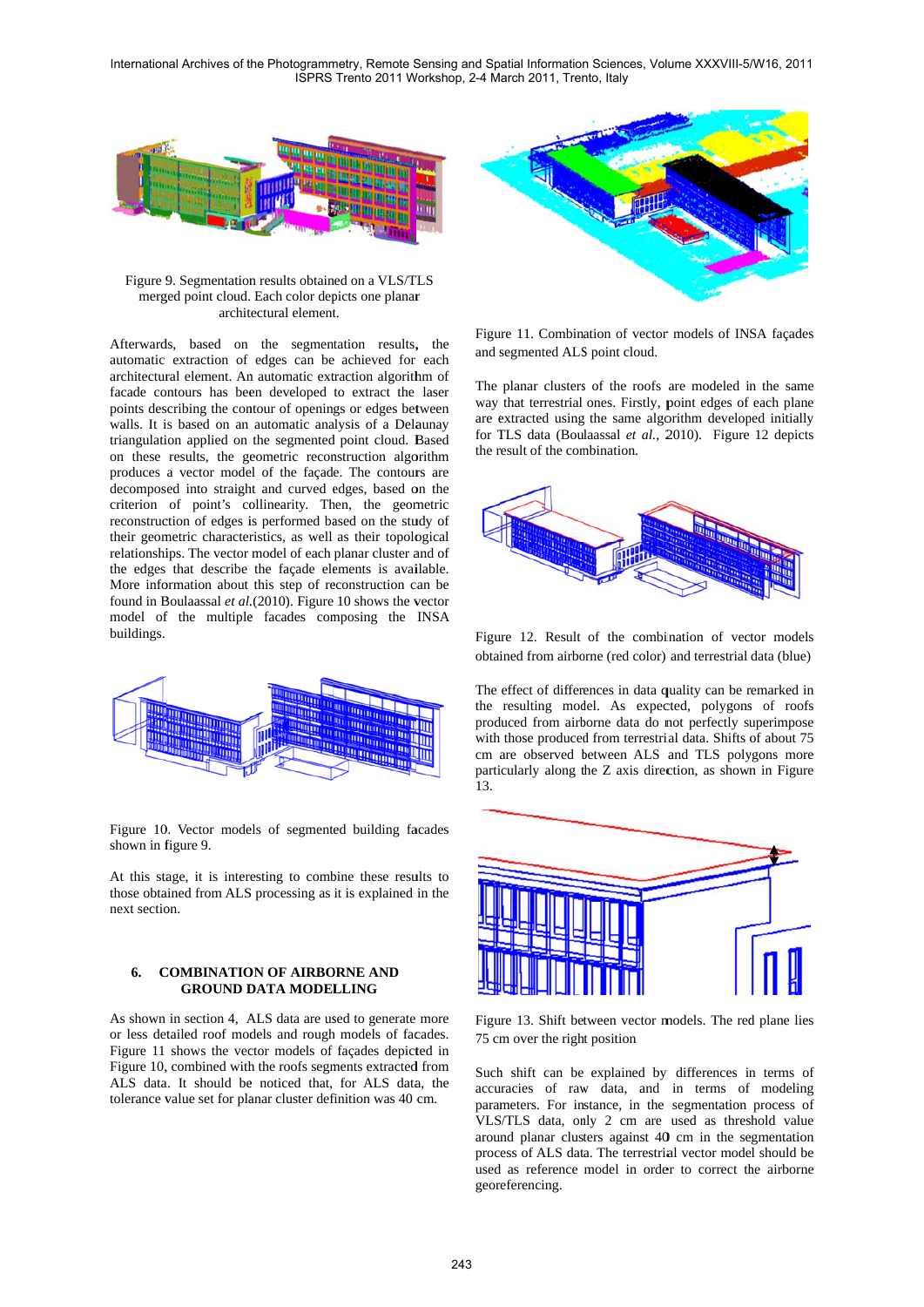Figure 9. Segmentation results obtained on a VLS/TLS merged point cloud. Each color depicts one planar architectural element.

Afterwards, based on the segmentation results, the automatic extraction of edges can be achieved for each architectural element. An automatic extraction algorithm of facade contours has been developed to extract the laser points describing the contour of openings or edges between walls. It is based on an automatic analysis of a Delaunay triangulation applied on the segmented point cloud. Based on these results, the geometric reconstruction algorithm produces a vector model of the façade. The contours are decomposed into straight and curved edges, based on the criterion of point's collinearity. Then, the geometric reconstruction of edges is performed based on the study of their geometric characteristics, as well as their topological relationships. The vector model of each planar cluster and of the edges that describe the façade elements is available. More information about this step of reconstruction can be found in Boulaassal *et al.*(2010). Figure 10 shows the vector model of the multiple facades composing the INSA buildings.

Figure 10. Vector models of segmented building facades shown in figure 9.

At this stage, it is interesting to combine these results to those obtained from ALS processing as it is explained in the next section.

## 6. COMBINATION OF AIRBORNE AND GROUND DATA MODELLING

As shown in section 4, ALS data are used to generate more or less detailed roof models and rough models of facades. Figure 11 shows the vector models of façades depicted in Figure 10, combined with the roofs segments extracted from ALS data. It should be noticed that, for ALS data, the tolerance value set for planar cluster definition was 40 cm.

Figure 11. Combination of vector models of INSA façades and segmented ALS point cloud.

The planar clusters of the roofs are modeled in the same way that terrestrial ones. Firstly, point edges of each plane are extracted using the same algorithm developed initially for TLS data (Boulaassal *et al.*, 2010). Figure 12 depicts the result of the combination.

Figure 12. Result of the combination of vector models obtained from airborne (red color) and terrestrial data (blue)

The effect of differences in data quality can be remarked in the resulting model. As expected, polygons of roofs produced from airborne data do not perfectly superimpose with those produced from terrestrial data. Shifts of about 75 cm are observed between ALS and TLS polygons more particularly along the Z axis direction, as shown in Figure 13.

Figure 13. Shift between vector models. The red plane lies 75 cm over the right position

Such shift can be explained by differences in terms of accuracies of raw data, and in terms of modeling parameters. For instance, in the segmentation process of VLS/TLS data, only 2 cm are used as threshold value around planar clusters against 40 cm in the segmentation process of ALS data. The terrestrial vector model should be used as reference model in order to correct the airborne georeferencing.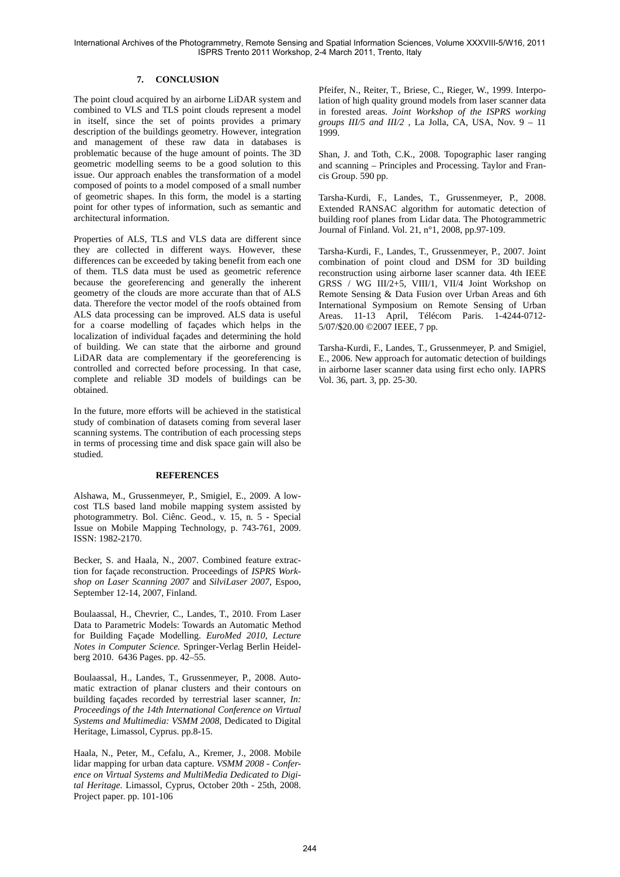## 7. CONCLUSION

The point cloud acquired by an airborne LiDAR system and combined to VLS and TLS point clouds represent a model in itself, since the set of points provides a primary description of the buildings geometry. However, integration and management of these raw data in databases is problematic because of the huge amount of points. The 3D geometric modelling seems to be a good solution to this issue. Our approach enables the transformation of a model composed of points to a model composed of a small number of geometric shapes. In this form, the model is a starting point for other types of information, such as semantic and architectural information.

Properties of ALS, TLS and VLS data are different since they are collected in different ways. However, these differences can be exceeded by taking benefit from each one of them. TLS data must be used as geometric reference because the georeferencing and generally the inherent geometry of the clouds are more accurate than that of ALS data. Therefore the vector model of the roofs obtained from ALS data processing can be improved. ALS data is useful for a coarse modelling of façades which helps in the localization of individual façades and determining the hold of building. We can state that the airborne and ground LiDAR data are complementary if the georeferencing is controlled and corrected before processing. In that case, complete and reliable 3D models of buildings can be obtained.

In the future, more efforts will be achieved in the statistical study of combination of datasets coming from several laser scanning systems. The contribution of each processing steps in terms of processing time and disk space gain will also be studied.

## REFERENCES

Alshawa, M., Grussenmeyer, P., Smigiel, E., 2009. A low-cost TLS based land mobile mapping system assisted by photogrammetry. Bol. Ciênc. Geod., v. 15, n. 5 - Special Issue on Mobile Mapping Technology, p. 743-761, 2009. ISSN: 1982-2170.

Becker, S. and Haala, N., 2007. Combined feature extraction for façade reconstruction. Proceedings of *ISPRS Workshop on Laser Scanning 2007* and *SilviLaser 2007*, Espoo, September 12-14, 2007, Finland.

Boulaassal, H., Chevrier, C., Landes, T., 2010. From Laser Data to Parametric Models: Towards an Automatic Method for Building Façade Modelling. *EuroMed 2010, Lecture Notes in Computer Science.* Springer-Verlag Berlin Heidelberg 2010. 6436 Pages. pp. 42–55.

Boulaassal, H., Landes, T., Grussenmeyer, P., 2008. Automatic extraction of planar clusters and their contours on building façades recorded by terrestrial laser scanner, *In: Proceedings of the 14th International Conference on Virtual Systems and Multimedia: VSMM 2008*, Dedicated to Digital Heritage, Limassol, Cyprus. pp.8-15.

Haala, N., Peter, M., Cefalu, A., Kremer, J., 2008. Mobile lidar mapping for urban data capture. *VSMM 2008 - Conference on Virtual Systems and MultiMedia Dedicated to Digital Heritage*. Limassol, Cyprus, October 20th - 25th, 2008. Project paper. pp. 101-106

Pfeifer, N., Reiter, T., Briese, C., Rieger, W., 1999. Interpolation of high quality ground models from laser scanner data in forested areas. *Joint Workshop of the ISPRS working groups III/5 and III/2* , La Jolla, CA, USA, Nov. 9 – 11 1999.

Shan, J. and Toth, C.K., 2008. Topographic laser ranging and scanning – Principles and Processing. Taylor and Francis Group. 590 pp.

Tarsha-Kurdi, F., Landes, T., Grussenmeyer, P., 2008. Extended RANSAC algorithm for automatic detection of building roof planes from Lidar data. The Photogrammetric Journal of Finland. Vol. 21, n°1, 2008, pp.97-109.

Tarsha-Kurdi, F., Landes, T., Grussenmeyer, P., 2007. Joint combination of point cloud and DSM for 3D building reconstruction using airborne laser scanner data. 4th IEEE GRSS / WG III/2+5, VIII/1, VII/4 Joint Workshop on Remote Sensing & Data Fusion over Urban Areas and 6th International Symposium on Remote Sensing of Urban Areas. 11-13 April, Télécom Paris. 1-4244-0712-5/07/$20.00 ©2007 IEEE, 7 pp.

Tarsha-Kurdi, F., Landes, T., Grussenmeyer, P. and Smigiel, E., 2006. New approach for automatic detection of buildings in airborne laser scanner data using first echo only. IAPRS Vol. 36, part. 3, pp. 25-30.